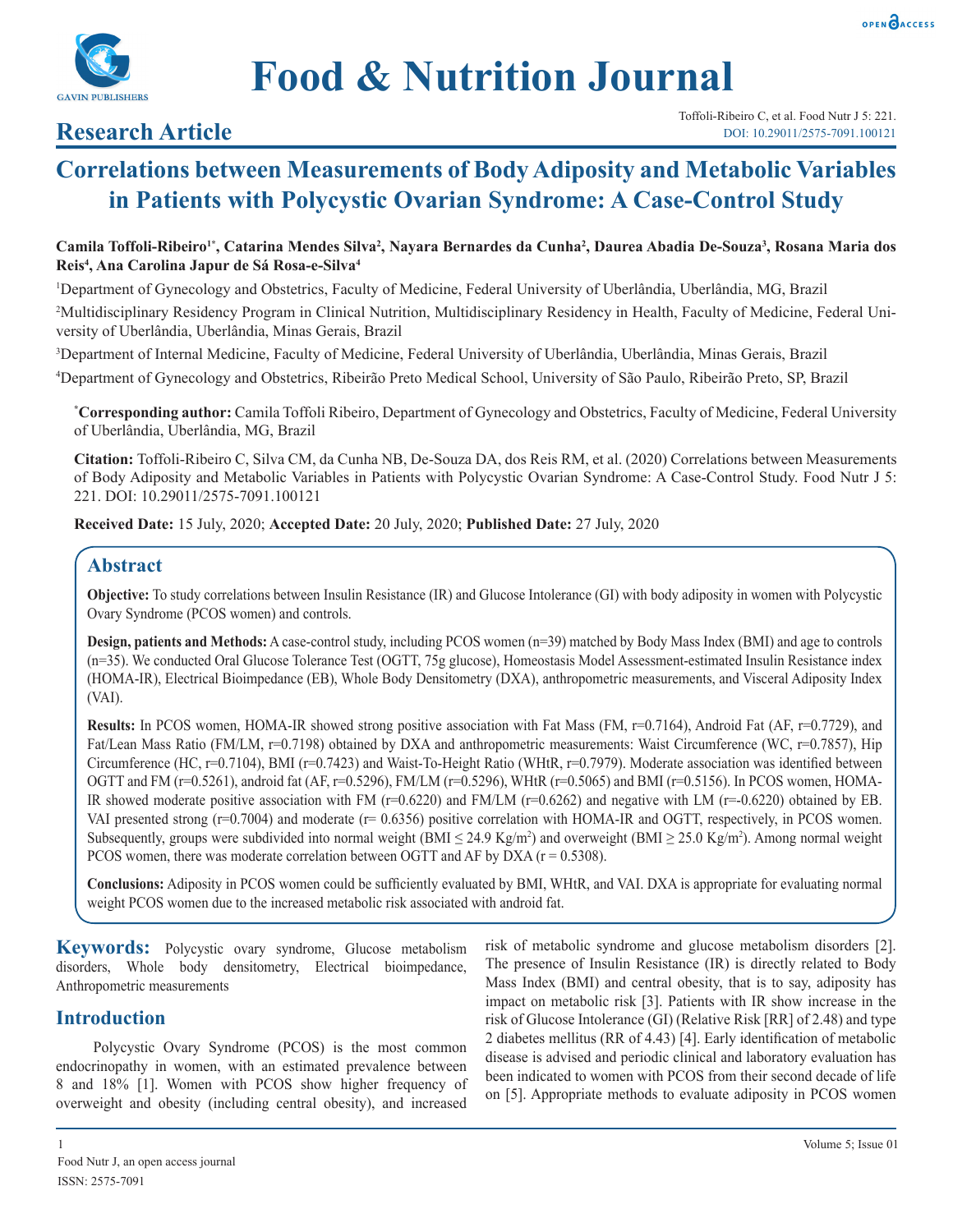# Food & Nutrition Journal

## Research Article

# Correlations between Measurements of Body Adiposity and Metabolic Variables in Patients with Polycystic Ovarian Syndrome: A Case-Control Study

**Camila Toffoli-Ribeiro[1*], Catarina Mendes Silva[2], Nayara Bernardes da Cunha[2], Daurea Abadia De-Souza[3], Rosana Maria dos Reis[4], Ana Carolina Japur de Sá Rosa-e-Silva[4]**

[1]Department of Gynecology and Obstetrics, Faculty of Medicine, Federal University of Uberlândia, Uberlândia, MG, Brazil

[2]Multidisciplinary Residency Program in Clinical Nutrition, Multidisciplinary Residency in Health, Faculty of Medicine, Federal University of Uberlândia, Uberlândia, Minas Gerais, Brazil

[3]Department of Internal Medicine, Faculty of Medicine, Federal University of Uberlândia, Uberlândia, Minas Gerais, Brazil

[4]Department of Gynecology and Obstetrics, Ribeirão Preto Medical School, University of São Paulo, Ribeirão Preto, SP, Brazil

**[*]Corresponding author:** Camila Toffoli Ribeiro, Department of Gynecology and Obstetrics, Faculty of Medicine, Federal University of Uberlândia, Uberlândia, MG, Brazil

**Citation:** Toffoli-Ribeiro C, Silva CM, da Cunha NB, De-Souza DA, dos Reis RM, et al. (2020) Correlations between Measurements of Body Adiposity and Metabolic Variables in Patients with Polycystic Ovarian Syndrome: A Case-Control Study. Food Nutr J 5: 221. DOI: 10.29011/2575-7091.100121

**Received Date:** 15 July, 2020; **Accepted Date:** 20 July, 2020; **Published Date:** 27 July, 2020

## Abstract

**Objective:** To study correlations between Insulin Resistance (IR) and Glucose Intolerance (GI) with body adiposity in women with Polycystic Ovary Syndrome (PCOS women) and controls.

**Design, patients and Methods:** A case-control study, including PCOS women (n=39) matched by Body Mass Index (BMI) and age to controls (n=35). We conducted Oral Glucose Tolerance Test (OGTT, 75g glucose), Homeostasis Model Assessment-estimated Insulin Resistance index (HOMA-IR), Electrical Bioimpedance (EB), Whole Body Densitometry (DXA), anthropometric measurements, and Visceral Adiposity Index (VAI).

**Results:** In PCOS women, HOMA-IR showed strong positive association with Fat Mass (FM, r=0.7164), Android Fat (AF, r=0.7729), and Fat/Lean Mass Ratio (FM/LM, r=0.7198) obtained by DXA and anthropometric measurements: Waist Circumference (WC, r=0.7857), Hip Circumference (HC, r=0.7104), BMI (r=0.7423) and Waist-To-Height Ratio (WHtR, r=0.7979). Moderate association was identified between OGTT and FM (r=0.5261), android fat (AF, r=0.5296), FM/LM (r=0.5296), WHtR (r=0.5065) and BMI (r=0.5156). In PCOS women, HOMA-IR showed moderate positive association with FM (r=0.6220) and FM/LM (r=0.6262) and negative with LM (r=-0.6220) obtained by EB. VAI presented strong (r=0.7004) and moderate (r= 0.6356) positive correlation with HOMA-IR and OGTT, respectively, in PCOS women. Subsequently, groups were subdivided into normal weight (BMI ≤ 24.9 Kg/m$^2$) and overweight (BMI ≥ 25.0 Kg/m$^2$). Among normal weight PCOS women, there was moderate correlation between OGTT and AF by DXA (r = 0.5308).

**Conclusions:** Adiposity in PCOS women could be sufficiently evaluated by BMI, WHtR, and VAI. DXA is appropriate for evaluating normal weight PCOS women due to the increased metabolic risk associated with android fat.

**Keywords:** Polycystic ovary syndrome, Glucose metabolism disorders, Whole body densitometry, Electrical bioimpedance, Anthropometric measurements

## Introduction

Polycystic Ovary Syndrome (PCOS) is the most common endocrinopathy in women, with an estimated prevalence between 8 and 18% [1]. Women with PCOS show higher frequency of overweight and obesity (including central obesity), and increased risk of metabolic syndrome and glucose metabolism disorders [2]. The presence of Insulin Resistance (IR) is directly related to Body Mass Index (BMI) and central obesity, that is to say, adiposity has impact on metabolic risk [3]. Patients with IR show increase in the risk of Glucose Intolerance (GI) (Relative Risk [RR] of 2.48) and type 2 diabetes mellitus (RR of 4.43) [4]. Early identification of metabolic disease is advised and periodic clinical and laboratory evaluation has been indicated to women with PCOS from their second decade of life on [5]. Appropriate methods to evaluate adiposity in PCOS women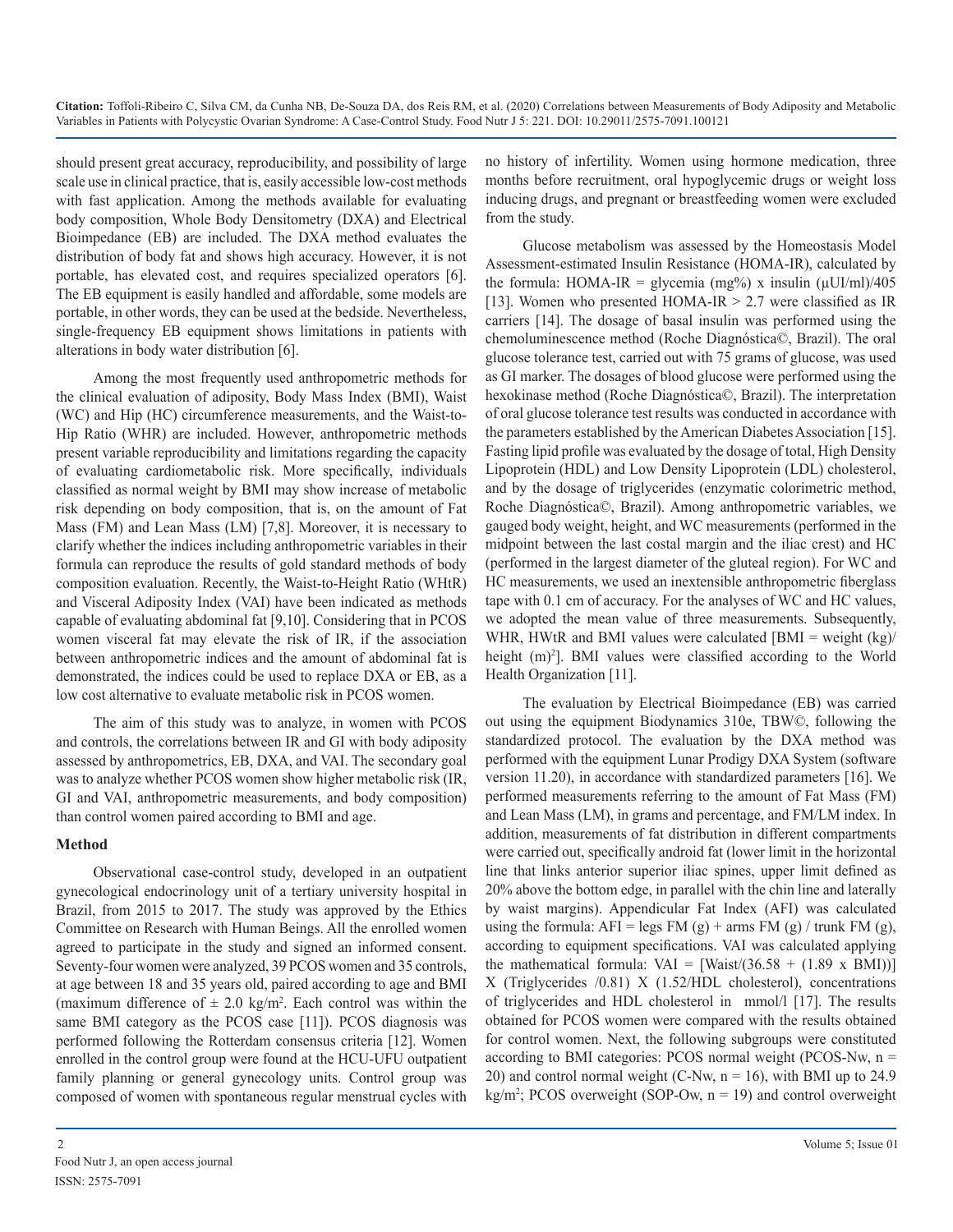should present great accuracy, reproducibility, and possibility of large scale use in clinical practice, that is, easily accessible low-cost methods with fast application. Among the methods available for evaluating body composition, Whole Body Densitometry (DXA) and Electrical Bioimpedance (EB) are included. The DXA method evaluates the distribution of body fat and shows high accuracy. However, it is not portable, has elevated cost, and requires specialized operators [6]. The EB equipment is easily handled and affordable, some models are portable, in other words, they can be used at the bedside. Nevertheless, single-frequency EB equipment shows limitations in patients with alterations in body water distribution [6].

Among the most frequently used anthropometric methods for the clinical evaluation of adiposity, Body Mass Index (BMI), Waist (WC) and Hip (HC) circumference measurements, and the Waist-to-Hip Ratio (WHR) are included. However, anthropometric methods present variable reproducibility and limitations regarding the capacity of evaluating cardiometabolic risk. More specifically, individuals classified as normal weight by BMI may show increase of metabolic risk depending on body composition, that is, on the amount of Fat Mass (FM) and Lean Mass (LM) [7,8]. Moreover, it is necessary to clarify whether the indices including anthropometric variables in their formula can reproduce the results of gold standard methods of body composition evaluation. Recently, the Waist-to-Height Ratio (WHtR) and Visceral Adiposity Index (VAI) have been indicated as methods capable of evaluating abdominal fat [9,10]. Considering that in PCOS women visceral fat may elevate the risk of IR, if the association between anthropometric indices and the amount of abdominal fat is demonstrated, the indices could be used to replace DXA or EB, as a low cost alternative to evaluate metabolic risk in PCOS women.

The aim of this study was to analyze, in women with PCOS and controls, the correlations between IR and GI with body adiposity assessed by anthropometrics, EB, DXA, and VAI. The secondary goal was to analyze whether PCOS women show higher metabolic risk (IR, GI and VAI, anthropometric measurements, and body composition) than control women paired according to BMI and age.

## Method

Observational case-control study, developed in an outpatient gynecological endocrinology unit of a tertiary university hospital in Brazil, from 2015 to 2017. The study was approved by the Ethics Committee on Research with Human Beings. All the enrolled women agreed to participate in the study and signed an informed consent. Seventy-four women were analyzed, 39 PCOS women and 35 controls, at age between 18 and 35 years old, paired according to age and BMI (maximum difference of $\pm$ 2.0 kg/m$^2$. Each control was within the same BMI category as the PCOS case [11]). PCOS diagnosis was performed following the Rotterdam consensus criteria [12]. Women enrolled in the control group were found at the HCU-UFU outpatient family planning or general gynecology units. Control group was composed of women with spontaneous regular menstrual cycles with no history of infertility. Women using hormone medication, three months before recruitment, oral hypoglycemic drugs or weight loss inducing drugs, and pregnant or breastfeeding women were excluded from the study.

Glucose metabolism was assessed by the Homeostasis Model Assessment-estimated Insulin Resistance (HOMA-IR), calculated by the formula: HOMA-IR = glycemia (mg%) x insulin (μUI/ml)/405 [13]. Women who presented HOMA-IR > 2.7 were classified as IR carriers [14]. The dosage of basal insulin was performed using the chemoluminescence method (Roche Diagnóstica©, Brazil). The oral glucose tolerance test, carried out with 75 grams of glucose, was used as GI marker. The dosages of blood glucose were performed using the hexokinase method (Roche Diagnóstica©, Brazil). The interpretation of oral glucose tolerance test results was conducted in accordance with the parameters established by the American Diabetes Association [15]. Fasting lipid profile was evaluated by the dosage of total, High Density Lipoprotein (HDL) and Low Density Lipoprotein (LDL) cholesterol, and by the dosage of triglycerides (enzymatic colorimetric method, Roche Diagnóstica©, Brazil). Among anthropometric variables, we gauged body weight, height, and WC measurements (performed in the midpoint between the last costal margin and the iliac crest) and HC (performed in the largest diameter of the gluteal region). For WC and HC measurements, we used an inextensible anthropometric fiberglass tape with 0.1 cm of accuracy. For the analyses of WC and HC values, we adopted the mean value of three measurements. Subsequently, WHR, HWtR and BMI values were calculated [BMI = weight (kg)/ height (m)$^2$]. BMI values were classified according to the World Health Organization [11].

The evaluation by Electrical Bioimpedance (EB) was carried out using the equipment Biodynamics 310e, TBW©, following the standardized protocol. The evaluation by the DXA method was performed with the equipment Lunar Prodigy DXA System (software version 11.20), in accordance with standardized parameters [16]. We performed measurements referring to the amount of Fat Mass (FM) and Lean Mass (LM), in grams and percentage, and FM/LM index. In addition, measurements of fat distribution in different compartments were carried out, specifically android fat (lower limit in the horizontal line that links anterior superior iliac spines, upper limit defined as 20% above the bottom edge, in parallel with the chin line and laterally by waist margins). Appendicular Fat Index (AFI) was calculated using the formula: AFI = legs FM (g) + arms FM (g) / trunk FM (g), according to equipment specifications. VAI was calculated applying the mathematical formula: VAI = [Waist/(36.58 + (1.89 x BMI))] X (Triglycerides /0.81) X (1.52/HDL cholesterol), concentrations of triglycerides and HDL cholesterol in mmol/l [17]. The results obtained for PCOS women were compared with the results obtained for control women. Next, the following subgroups were constituted according to BMI categories: PCOS normal weight (PCOS-Nw, n = 20) and control normal weight (C-Nw, n = 16), with BMI up to 24.9 kg/m$^2$; PCOS overweight (SOP-Ow, n = 19) and control overweight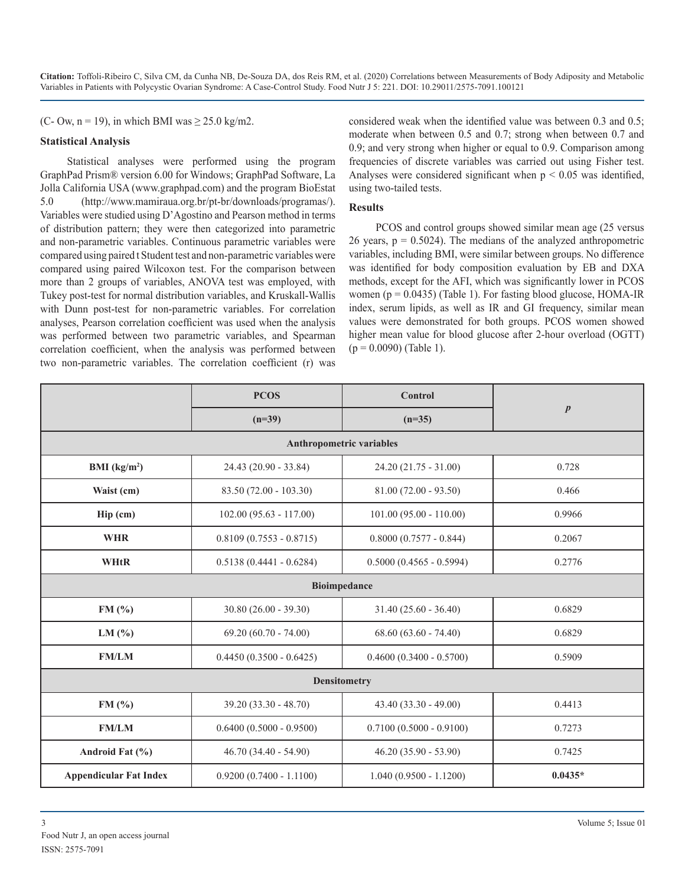(C- Ow, n = 19), in which BMI was ≥ 25.0 kg/m2.

### Statistical Analysis

Statistical analyses were performed using the program GraphPad Prism® version 6.00 for Windows; GraphPad Software, La Jolla California USA (www.graphpad.com) and the program BioEstat 5.0 (http://www.mamiraua.org.br/pt-br/downloads/programas/). Variables were studied using D'Agostino and Pearson method in terms of distribution pattern; they were then categorized into parametric and non-parametric variables. Continuous parametric variables were compared using paired t Student test and non-parametric variables were compared using paired Wilcoxon test. For the comparison between more than 2 groups of variables, ANOVA test was employed, with Tukey post-test for normal distribution variables, and Kruskall-Wallis with Dunn post-test for non-parametric variables. For correlation analyses, Pearson correlation coefficient was used when the analysis was performed between two parametric variables, and Spearman correlation coefficient, when the analysis was performed between two non-parametric variables. The correlation coefficient (r) was considered weak when the identified value was between 0.3 and 0.5; moderate when between 0.5 and 0.7; strong when between 0.7 and 0.9; and very strong when higher or equal to 0.9. Comparison among frequencies of discrete variables was carried out using Fisher test. Analyses were considered significant when $p < 0.05$ was identified, using two-tailed tests.

### Results

PCOS and control groups showed similar mean age (25 versus 26 years, $p = 0.5024$). The medians of the analyzed anthropometric variables, including BMI, were similar between groups. No difference was identified for body composition evaluation by EB and DXA methods, except for the AFI, which was significantly lower in PCOS women ($p = 0.0435$) (Table 1). For fasting blood glucose, HOMA-IR index, serum lipids, as well as IR and GI frequency, similar mean values were demonstrated for both groups. PCOS women showed higher mean value for blood glucose after 2-hour overload (OGTT) ($p = 0.0090$) (Table 1).

| | PCOS | Control | *p* |
|---|---|---|---|
| | (n=39) | (n=35) | |
| **Anthropometric variables** | | | |
| **BMI (kg/m$^2$)** | 24.43 (20.90 - 33.84) | 24.20 (21.75 - 31.00) | 0.728 |
| **Waist (cm)** | 83.50 (72.00 - 103.30) | 81.00 (72.00 - 93.50) | 0.466 |
| **Hip (cm)** | 102.00 (95.63 - 117.00) | 101.00 (95.00 - 110.00) | 0.9966 |
| **WHR** | 0.8109 (0.7553 - 0.8715) | 0.8000 (0.7577 - 0.844) | 0.2067 |
| **WHtR** | 0.5138 (0.4441 - 0.6284) | 0.5000 (0.4565 - 0.5994) | 0.2776 |
| **Bioimpedance** | | | |
| **FM (%)** | 30.80 (26.00 - 39.30) | 31.40 (25.60 - 36.40) | 0.6829 |
| **LM (%)** | 69.20 (60.70 - 74.00) | 68.60 (63.60 - 74.40) | 0.6829 |
| **FM/LM** | 0.4450 (0.3500 - 0.6425) | 0.4600 (0.3400 - 0.5700) | 0.5909 |
| **Densitometry** | | | |
| **FM (%)** | 39.20 (33.30 - 48.70) | 43.40 (33.30 - 49.00) | 0.4413 |
| **FM/LM** | 0.6400 (0.5000 - 0.9500) | 0.7100 (0.5000 - 0.9100) | 0.7273 |
| **Android Fat (%)** | 46.70 (34.40 - 54.90) | 46.20 (35.90 - 53.90) | 0.7425 |
| **Appendicular Fat Index** | 0.9200 (0.7400 - 1.1100) | 1.040 (0.9500 - 1.1200) | **0.0435*** |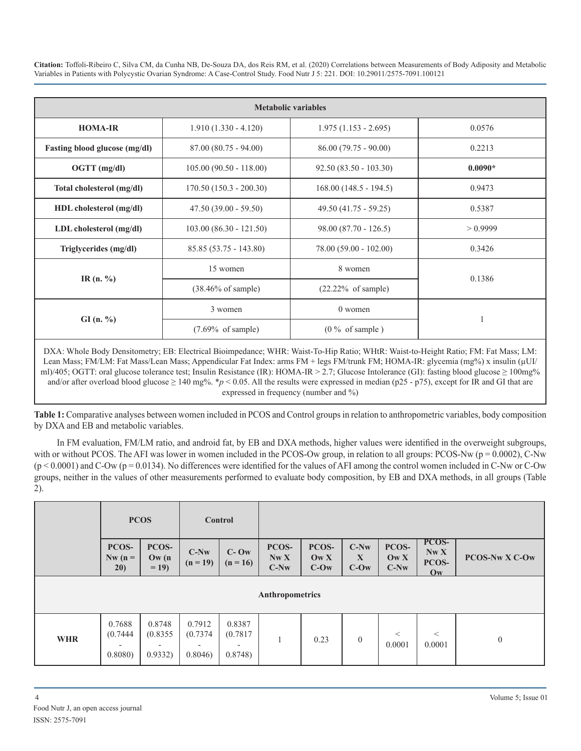| Metabolic variables | | | |
|---|---|---|---|
| **HOMA-IR** | 1.910 (1.330 - 4.120) | 1.975 (1.153 - 2.695) | 0.0576 |
| **Fasting blood glucose (mg/dl)** | 87.00 (80.75 - 94.00) | 86.00 (79.75 - 90.00) | 0.2213 |
| **OGTT (mg/dl)** | 105.00 (90.50 - 118.00) | 92.50 (83.50 - 103.30) | **0.0090*** |
| **Total cholesterol (mg/dl)** | 170.50 (150.3 - 200.30) | 168.00 (148.5 - 194.5) | 0.9473 |
| **HDL cholesterol (mg/dl)** | 47.50 (39.00 - 59.50) | 49.50 (41.75 - 59.25) | 0.5387 |
| **LDL cholesterol (mg/dl)** | 103.00 (86.30 - 121.50) | 98.00 (87.70 - 126.5) | > 0.9999 |
| **Triglycerides (mg/dl)** | 85.85 (53.75 - 143.80) | 78.00 (59.00 - 102.00) | 0.3426 |
| **IR (n. %)** | 15 women (38.46% of sample) | 8 women (22.22% of sample) | 0.1386 |
| **GI (n. %)** | 3 women (7.69% of sample) | 0 women (0 % of sample ) | 1 |

DXA: Whole Body Densitometry; EB: Electrical Bioimpedance; WHR: Waist-To-Hip Ratio; WHtR: Waist-to-Height Ratio; FM: Fat Mass; LM: Lean Mass; FM/LM: Fat Mass/Lean Mass; Appendicular Fat Index: arms FM + legs FM/trunk FM; HOMA-IR: glycemia (mg%) x insulin (µUI/ml)/405; OGTT: oral glucose tolerance test; Insulin Resistance (IR): HOMA-IR > 2.7; Glucose Intolerance (GI): fasting blood glucose ≥ 100mg% and/or after overload blood glucose ≥ 140 mg%. *$p$ < 0.05. All the results were expressed in median (p25 - p75), except for IR and GI that are expressed in frequency (number and %)

**Table 1:** Comparative analyses between women included in PCOS and Control groups in relation to anthropometric variables, body composition by DXA and EB and metabolic variables.

In FM evaluation, FM/LM ratio, and android fat, by EB and DXA methods, higher values were identified in the overweight subgroups, with or without PCOS. The AFI was lower in women included in the PCOS-Ow group, in relation to all groups: PCOS-Nw (p = 0.0002), C-Nw (p < 0.0001) and C-Ow (p = 0.0134). No differences were identified for the values of AFI among the control women included in C-Nw or C-Ow groups, neither in the values of other measurements performed to evaluate body composition, by EB and DXA methods, in all groups (Table 2).

| | PCOS | | Control | | | | | | | |
|---|---|---|---|---|---|---|---|---|---|---|
| | **PCOS-Nw (n = 20)** | **PCOS-Ow (n = 19)** | **C-Nw (n = 19)** | **C- Ow (n = 16)** | **PCOS-Nw X C-Nw** | **PCOS-Ow X C-Ow** | **C-Nw X C-Ow** | **PCOS-Ow X C-Nw** | **PCOS-Nw X PCOS-Ow** | **PCOS-Nw X C-Ow** |
| **Anthropometrics** | | | | | | | | | | |
| **WHR** | 0.7688 (0.7444 - 0.8080) | 0.8748 (0.8355 - 0.9332) | 0.7912 (0.7374 - 0.8046) | 0.8387 (0.7817 - 0.8748) | 1 | 0.23 | 0 | < 0.0001 | < 0.0001 | 0 |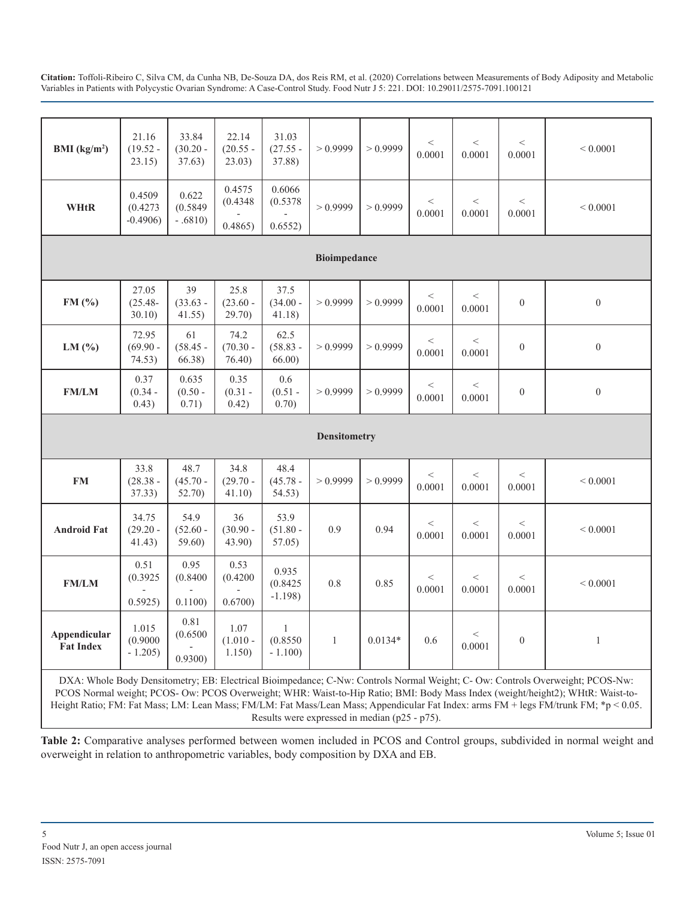| BMI (kg/m²) | 21.16 (19.52 - 23.15) | 33.84 (30.20 - 37.63) | 22.14 (20.55 - 23.03) | 31.03 (27.55 - 37.88) | > 0.9999 | > 0.9999 | < 0.0001 | < 0.0001 | < 0.0001 | < 0.0001 |
|---|---|---|---|---|---|---|---|---|---|---|
| **WHtR** | 0.4509 (0.4273 -0.4906) | 0.622 (0.5849 - .6810) | 0.4575 (0.4348 - 0.4865) | 0.6066 (0.5378 - 0.6552) | > 0.9999 | > 0.9999 | < 0.0001 | < 0.0001 | < 0.0001 | < 0.0001 |
| | | | | | **Bioimpedance** | | | | | |
| **FM (%)** | 27.05 (25.48- 30.10) | 39 (33.63 - 41.55) | 25.8 (23.60 - 29.70) | 37.5 (34.00 - 41.18) | > 0.9999 | > 0.9999 | < 0.0001 | < 0.0001 | 0 | 0 |
| **LM (%)** | 72.95 (69.90 - 74.53) | 61 (58.45 - 66.38) | 74.2 (70.30 - 76.40) | 62.5 (58.83 - 66.00) | > 0.9999 | > 0.9999 | < 0.0001 | < 0.0001 | 0 | 0 |
| **FM/LM** | 0.37 (0.34 - 0.43) | 0.635 (0.50 - 0.71) | 0.35 (0.31 - 0.42) | 0.6 (0.51 - 0.70) | > 0.9999 | > 0.9999 | < 0.0001 | < 0.0001 | 0 | 0 |
| | | | | | **Densitometry** | | | | | |
| **FM** | 33.8 (28.38 - 37.33) | 48.7 (45.70 - 52.70) | 34.8 (29.70 - 41.10) | 48.4 (45.78 - 54.53) | > 0.9999 | > 0.9999 | < 0.0001 | < 0.0001 | < 0.0001 | < 0.0001 |
| **Android Fat** | 34.75 (29.20 - 41.43) | 54.9 (52.60 - 59.60) | 36 (30.90 - 43.90) | 53.9 (51.80 - 57.05) | 0.9 | 0.94 | < 0.0001 | < 0.0001 | < 0.0001 | < 0.0001 |
| **FM/LM** | 0.51 (0.3925 - 0.5925) | 0.95 (0.8400 - 0.1100) | 0.53 (0.4200 - 0.6700) | 0.935 (0.8425 -1.198) | 0.8 | 0.85 | < 0.0001 | < 0.0001 | < 0.0001 | < 0.0001 |
| **Appendicular Fat Index** | 1.015 (0.9000 - 1.205) | 0.81 (0.6500 - 0.9300) | 1.07 (1.010 - 1.150) | 1 (0.8550 - 1.100) | 1 | 0.0134* | 0.6 | < 0.0001 | 0 | 1 |

DXA: Whole Body Densitometry; EB: Electrical Bioimpedance; C-Nw: Controls Normal Weight; C- Ow: Controls Overweight; PCOS-Nw: PCOS Normal weight; PCOS- Ow: PCOS Overweight; WHR: Waist-to-Hip Ratio; BMI: Body Mass Index (weight/height2); WHtR: Waist-to-Height Ratio; FM: Fat Mass; LM: Lean Mass; FM/LM: Fat Mass/Lean Mass; Appendicular Fat Index: arms FM + legs FM/trunk FM; *$p < 0.05$. Results were expressed in median (p25 - p75).

**Table 2:** Comparative analyses performed between women included in PCOS and Control groups, subdivided in normal weight and overweight in relation to anthropometric variables, body composition by DXA and EB.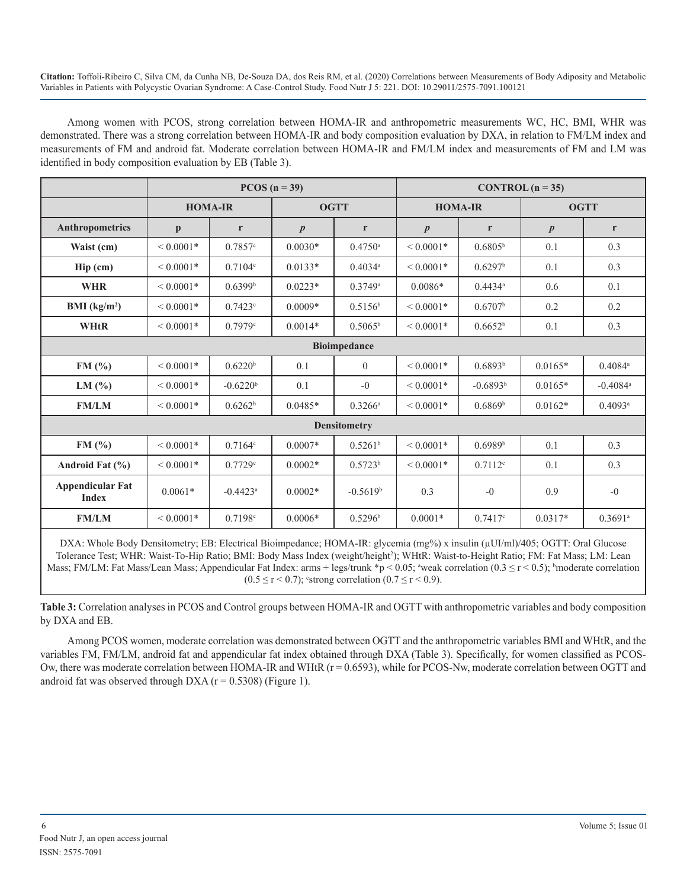Among women with PCOS, strong correlation between HOMA-IR and anthropometric measurements WC, HC, BMI, WHR was demonstrated. There was a strong correlation between HOMA-IR and body composition evaluation by DXA, in relation to FM/LM index and measurements of FM and android fat. Moderate correlation between HOMA-IR and FM/LM index and measurements of FM and LM was identified in body composition evaluation by EB (Table 3).

| | PCOS (n = 39) | | | | CONTROL (n = 35) | | | |
|---|---|---|---|---|---|---|---|---|
| | HOMA-IR | | OGTT | | HOMA-IR | | OGTT | |
| **Anthropometrics** | p | r | *p* | r | *p* | r | *p* | r |
| **Waist (cm)** | < 0.0001* | 0.7857[c] | 0.0030* | 0.4750[a] | < 0.0001* | 0.6805[b] | 0.1 | 0.3 |
| **Hip (cm)** | < 0.0001* | 0.7104[c] | 0.0133* | 0.4034[a] | < 0.0001* | 0.6297[b] | 0.1 | 0.3 |
| **WHR** | < 0.0001* | 0.6399[b] | 0.0223* | 0.3749[a] | 0.0086* | 0.4434[a] | 0.6 | 0.1 |
| **BMI (kg/m²)** | < 0.0001* | 0.7423[c] | 0.0009* | 0.5156[b] | < 0.0001* | 0.6707[b] | 0.2 | 0.2 |
| **WHtR** | < 0.0001* | 0.7979[c] | 0.0014* | 0.5065[b] | < 0.0001* | 0.6652[b] | 0.1 | 0.3 |
| **Bioimpedance** | | | | | | | | |
| **FM (%)** | < 0.0001* | 0.6220[b] | 0.1 | 0 | < 0.0001* | 0.6893[b] | 0.0165* | 0.4084[a] |
| **LM (%)** | < 0.0001* | -0.6220[b] | 0.1 | -0 | < 0.0001* | -0.6893[b] | 0.0165* | -0.4084[a] |
| **FM/LM** | < 0.0001* | 0.6262[b] | 0.0485* | 0.3266[a] | < 0.0001* | 0.6869[b] | 0.0162* | 0.4093[a] |
| **Densitometry** | | | | | | | | |
| **FM (%)** | < 0.0001* | 0.7164[c] | 0.0007* | 0.5261[b] | < 0.0001* | 0.6989[b] | 0.1 | 0.3 |
| **Android Fat (%)** | < 0.0001* | 0.7729[c] | 0.0002* | 0.5723[b] | < 0.0001* | 0.7112[c] | 0.1 | 0.3 |
| **Appendicular Fat Index** | 0.0061* | -0.4423[a] | 0.0002* | -0.5619[b] | 0.3 | -0 | 0.9 | -0 |
| **FM/LM** | < 0.0001* | 0.7198[c] | 0.0006* | 0.5296[b] | 0.0001* | 0.7417[c] | 0.0317* | 0.3691[a] |

DXA: Whole Body Densitometry; EB: Electrical Bioimpedance; HOMA-IR: glycemia (mg%) x insulin (μUI/ml)/405; OGTT: Oral Glucose Tolerance Test; WHR: Waist-To-Hip Ratio; BMI: Body Mass Index (weight/height²); WHtR: Waist-to-Height Ratio; FM: Fat Mass; LM: Lean Mass; FM/LM: Fat Mass/Lean Mass; Appendicular Fat Index: arms + legs/trunk *$p < 0.05$; [a]weak correlation ($0.3 \leq r < 0.5$); [b]moderate correlation ($0.5 \leq r < 0.7$); [c]strong correlation ($0.7 \leq r < 0.9$).

**Table 3:** Correlation analyses in PCOS and Control groups between HOMA-IR and OGTT with anthropometric variables and body composition by DXA and EB.

Among PCOS women, moderate correlation was demonstrated between OGTT and the anthropometric variables BMI and WHtR, and the variables FM, FM/LM, android fat and appendicular fat index obtained through DXA (Table 3). Specifically, for women classified as PCOS-Ow, there was moderate correlation between HOMA-IR and WHtR ($r = 0.6593$), while for PCOS-Nw, moderate correlation between OGTT and android fat was observed through DXA ($r = 0.5308$) (Figure 1).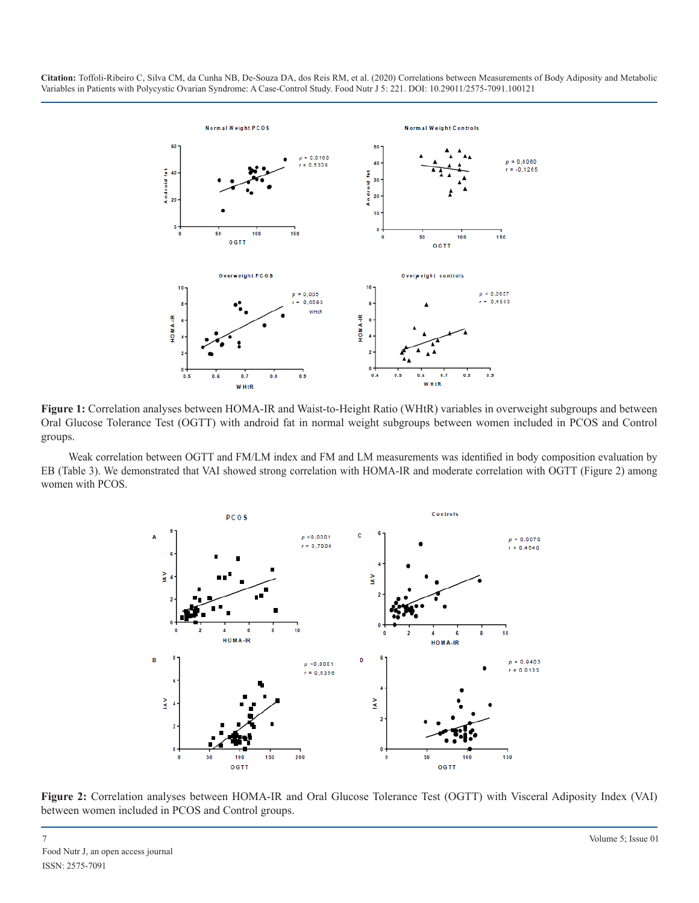**Figure 1:** Correlation analyses between HOMA-IR and Waist-to-Height Ratio (WHtR) variables in overweight subgroups and between Oral Glucose Tolerance Test (OGTT) with android fat in normal weight subgroups between women included in PCOS and Control groups.

Weak correlation between OGTT and FM/LM index and FM and LM measurements was identified in body composition evaluation by EB (Table 3). We demonstrated that VAI showed strong correlation with HOMA-IR and moderate correlation with OGTT (Figure 2) among women with PCOS.

**Figure 2:** Correlation analyses between HOMA-IR and Oral Glucose Tolerance Test (OGTT) with Visceral Adiposity Index (VAI) between women included in PCOS and Control groups.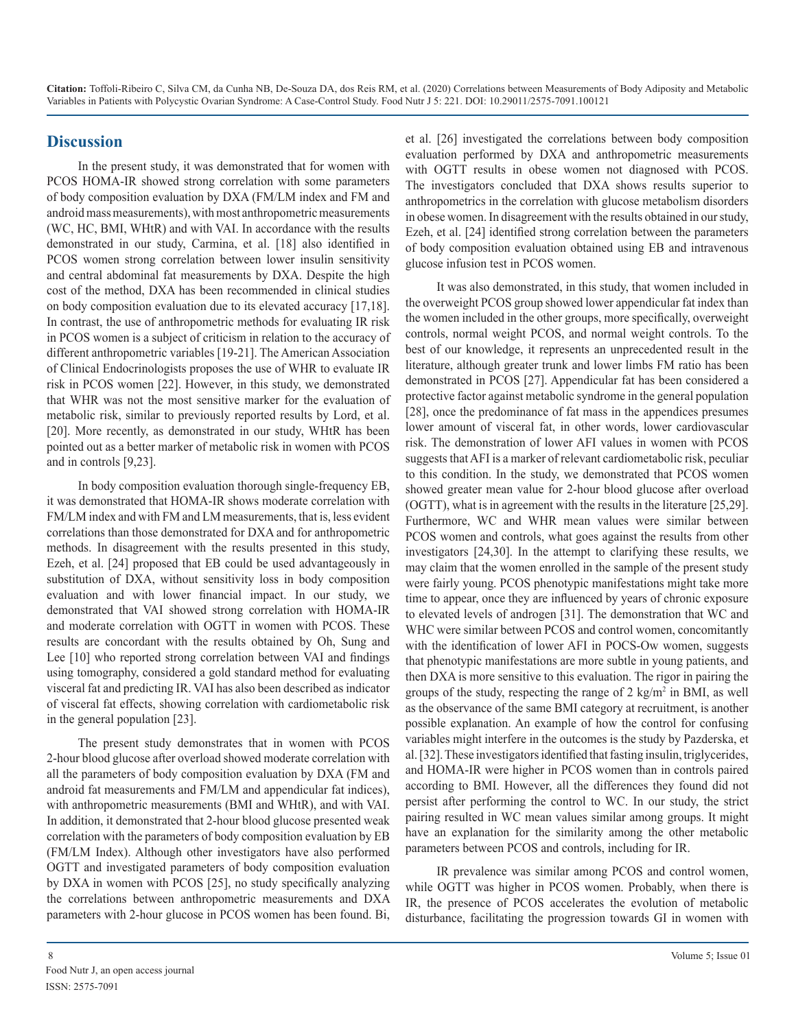## Discussion

In the present study, it was demonstrated that for women with PCOS HOMA-IR showed strong correlation with some parameters of body composition evaluation by DXA (FM/LM index and FM and android mass measurements), with most anthropometric measurements (WC, HC, BMI, WHtR) and with VAI. In accordance with the results demonstrated in our study, Carmina, et al. [18] also identified in PCOS women strong correlation between lower insulin sensitivity and central abdominal fat measurements by DXA. Despite the high cost of the method, DXA has been recommended in clinical studies on body composition evaluation due to its elevated accuracy [17,18]. In contrast, the use of anthropometric methods for evaluating IR risk in PCOS women is a subject of criticism in relation to the accuracy of different anthropometric variables [19-21]. The American Association of Clinical Endocrinologists proposes the use of WHR to evaluate IR risk in PCOS women [22]. However, in this study, we demonstrated that WHR was not the most sensitive marker for the evaluation of metabolic risk, similar to previously reported results by Lord, et al. [20]. More recently, as demonstrated in our study, WHtR has been pointed out as a better marker of metabolic risk in women with PCOS and in controls [9,23].

In body composition evaluation thorough single-frequency EB, it was demonstrated that HOMA-IR shows moderate correlation with FM/LM index and with FM and LM measurements, that is, less evident correlations than those demonstrated for DXA and for anthropometric methods. In disagreement with the results presented in this study, Ezeh, et al. [24] proposed that EB could be used advantageously in substitution of DXA, without sensitivity loss in body composition evaluation and with lower financial impact. In our study, we demonstrated that VAI showed strong correlation with HOMA-IR and moderate correlation with OGTT in women with PCOS. These results are concordant with the results obtained by Oh, Sung and Lee [10] who reported strong correlation between VAI and findings using tomography, considered a gold standard method for evaluating visceral fat and predicting IR. VAI has also been described as indicator of visceral fat effects, showing correlation with cardiometabolic risk in the general population [23].

The present study demonstrates that in women with PCOS 2-hour blood glucose after overload showed moderate correlation with all the parameters of body composition evaluation by DXA (FM and android fat measurements and FM/LM and appendicular fat indices), with anthropometric measurements (BMI and WHtR), and with VAI. In addition, it demonstrated that 2-hour blood glucose presented weak correlation with the parameters of body composition evaluation by EB (FM/LM Index). Although other investigators have also performed OGTT and investigated parameters of body composition evaluation by DXA in women with PCOS [25], no study specifically analyzing the correlations between anthropometric measurements and DXA parameters with 2-hour glucose in PCOS women has been found. Bi, et al. [26] investigated the correlations between body composition evaluation performed by DXA and anthropometric measurements with OGTT results in obese women not diagnosed with PCOS. The investigators concluded that DXA shows results superior to anthropometrics in the correlation with glucose metabolism disorders in obese women. In disagreement with the results obtained in our study, Ezeh, et al. [24] identified strong correlation between the parameters of body composition evaluation obtained using EB and intravenous glucose infusion test in PCOS women.

It was also demonstrated, in this study, that women included in the overweight PCOS group showed lower appendicular fat index than the women included in the other groups, more specifically, overweight controls, normal weight PCOS, and normal weight controls. To the best of our knowledge, it represents an unprecedented result in the literature, although greater trunk and lower limbs FM ratio has been demonstrated in PCOS [27]. Appendicular fat has been considered a protective factor against metabolic syndrome in the general population [28], once the predominance of fat mass in the appendices presumes lower amount of visceral fat, in other words, lower cardiovascular risk. The demonstration of lower AFI values in women with PCOS suggests that AFI is a marker of relevant cardiometabolic risk, peculiar to this condition. In the study, we demonstrated that PCOS women showed greater mean value for 2-hour blood glucose after overload (OGTT), what is in agreement with the results in the literature [25,29]. Furthermore, WC and WHR mean values were similar between PCOS women and controls, what goes against the results from other investigators [24,30]. In the attempt to clarifying these results, we may claim that the women enrolled in the sample of the present study were fairly young. PCOS phenotypic manifestations might take more time to appear, once they are influenced by years of chronic exposure to elevated levels of androgen [31]. The demonstration that WC and WHC were similar between PCOS and control women, concomitantly with the identification of lower AFI in POCS-Ow women, suggests that phenotypic manifestations are more subtle in young patients, and then DXA is more sensitive to this evaluation. The rigor in pairing the groups of the study, respecting the range of 2 kg/m$^2$ in BMI, as well as the observance of the same BMI category at recruitment, is another possible explanation. An example of how the control for confusing variables might interfere in the outcomes is the study by Pazderska, et al. [32]. These investigators identified that fasting insulin, triglycerides, and HOMA-IR were higher in PCOS women than in controls paired according to BMI. However, all the differences they found did not persist after performing the control to WC. In our study, the strict pairing resulted in WC mean values similar among groups. It might have an explanation for the similarity among the other metabolic parameters between PCOS and controls, including for IR.

IR prevalence was similar among PCOS and control women, while OGTT was higher in PCOS women. Probably, when there is IR, the presence of PCOS accelerates the evolution of metabolic disturbance, facilitating the progression towards GI in women with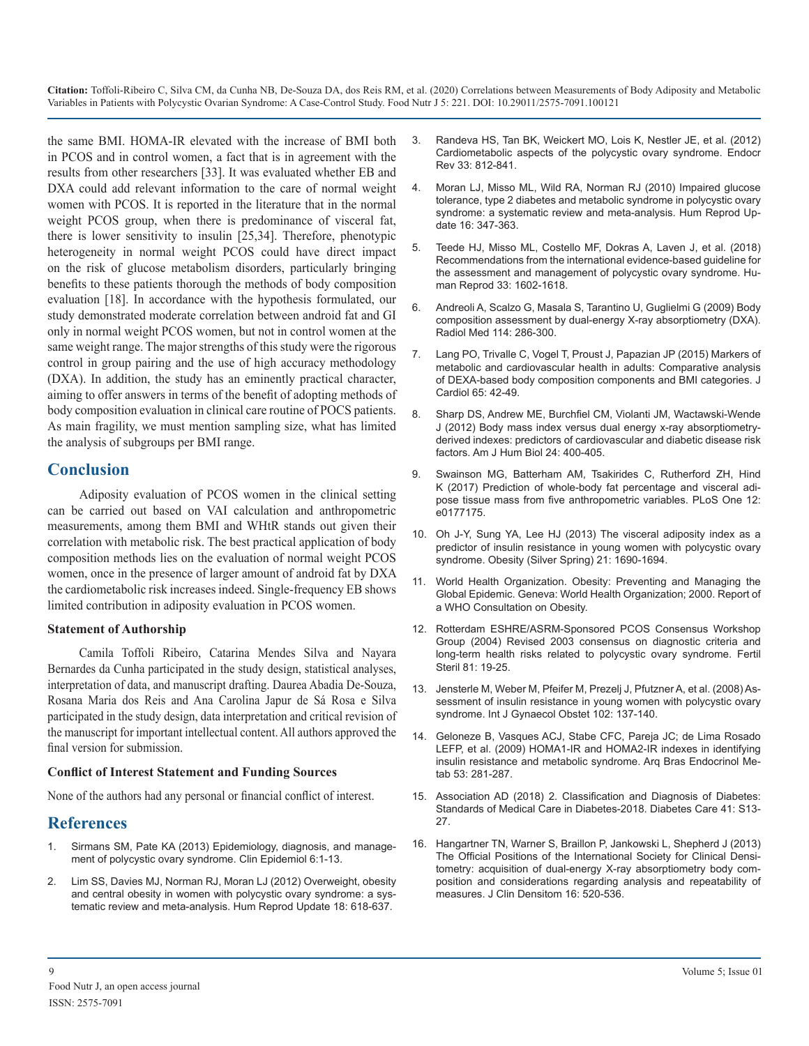the same BMI. HOMA-IR elevated with the increase of BMI both in PCOS and in control women, a fact that is in agreement with the results from other researchers [33]. It was evaluated whether EB and DXA could add relevant information to the care of normal weight women with PCOS. It is reported in the literature that in the normal weight PCOS group, when there is predominance of visceral fat, there is lower sensitivity to insulin [25,34]. Therefore, phenotypic heterogeneity in normal weight PCOS could have direct impact on the risk of glucose metabolism disorders, particularly bringing benefits to these patients thorough the methods of body composition evaluation [18]. In accordance with the hypothesis formulated, our study demonstrated moderate correlation between android fat and GI only in normal weight PCOS women, but not in control women at the same weight range. The major strengths of this study were the rigorous control in group pairing and the use of high accuracy methodology (DXA). In addition, the study has an eminently practical character, aiming to offer answers in terms of the benefit of adopting methods of body composition evaluation in clinical care routine of POCS patients. As main fragility, we must mention sampling size, what has limited the analysis of subgroups per BMI range.

## Conclusion

Adiposity evaluation of PCOS women in the clinical setting can be carried out based on VAI calculation and anthropometric measurements, among them BMI and WHtR stands out given their correlation with metabolic risk. The best practical application of body composition methods lies on the evaluation of normal weight PCOS women, once in the presence of larger amount of android fat by DXA the cardiometabolic risk increases indeed. Single-frequency EB shows limited contribution in adiposity evaluation in PCOS women.

### Statement of Authorship

Camila Toffoli Ribeiro, Catarina Mendes Silva and Nayara Bernardes da Cunha participated in the study design, statistical analyses, interpretation of data, and manuscript drafting. Daurea Abadia De-Souza, Rosana Maria dos Reis and Ana Carolina Japur de Sá Rosa e Silva participated in the study design, data interpretation and critical revision of the manuscript for important intellectual content. All authors approved the final version for submission.

### Conflict of Interest Statement and Funding Sources

None of the authors had any personal or financial conflict of interest.

## References

1. Sirmans SM, Pate KA (2013) Epidemiology, diagnosis, and management of polycystic ovary syndrome. Clin Epidemiol 6:1-13.
2. Lim SS, Davies MJ, Norman RJ, Moran LJ (2012) Overweight, obesity and central obesity in women with polycystic ovary syndrome: a systematic review and meta-analysis. Hum Reprod Update 18: 618-637.
3. Randeva HS, Tan BK, Weickert MO, Lois K, Nestler JE, et al. (2012) Cardiometabolic aspects of the polycystic ovary syndrome. Endocr Rev 33: 812-841.
4. Moran LJ, Misso ML, Wild RA, Norman RJ (2010) Impaired glucose tolerance, type 2 diabetes and metabolic syndrome in polycystic ovary syndrome: a systematic review and meta-analysis. Hum Reprod Update 16: 347-363.
5. Teede HJ, Misso ML, Costello MF, Dokras A, Laven J, et al. (2018) Recommendations from the international evidence-based guideline for the assessment and management of polycystic ovary syndrome. Human Reprod 33: 1602-1618.
6. Andreoli A, Scalzo G, Masala S, Tarantino U, Guglielmi G (2009) Body composition assessment by dual-energy X-ray absorptiometry (DXA). Radiol Med 114: 286-300.
7. Lang PO, Trivalle C, Vogel T, Proust J, Papazian JP (2015) Markers of metabolic and cardiovascular health in adults: Comparative analysis of DEXA-based body composition components and BMI categories. J Cardiol 65: 42-49.
8. Sharp DS, Andrew ME, Burchfiel CM, Violanti JM, Wactawski-Wende J (2012) Body mass index versus dual energy x-ray absorptiometry-derived indexes: predictors of cardiovascular and diabetic disease risk factors. Am J Hum Biol 24: 400-405.
9. Swainson MG, Batterham AM, Tsakirides C, Rutherford ZH, Hind K (2017) Prediction of whole-body fat percentage and visceral adipose tissue mass from five anthropometric variables. PLoS One 12: e0177175.
10. Oh J-Y, Sung YA, Lee HJ (2013) The visceral adiposity index as a predictor of insulin resistance in young women with polycystic ovary syndrome. Obesity (Silver Spring) 21: 1690-1694.
11. World Health Organization. Obesity: Preventing and Managing the Global Epidemic. Geneva: World Health Organization; 2000. Report of a WHO Consultation on Obesity.
12. Rotterdam ESHRE/ASRM-Sponsored PCOS Consensus Workshop Group (2004) Revised 2003 consensus on diagnostic criteria and long-term health risks related to polycystic ovary syndrome. Fertil Steril 81: 19-25.
13. Jensterle M, Weber M, Pfeifer M, Prezelj J, Pfutzner A, et al. (2008) Assessment of insulin resistance in young women with polycystic ovary syndrome. Int J Gynaecol Obstet 102: 137-140.
14. Geloneze B, Vasques ACJ, Stabe CFC, Pareja JC; de Lima Rosado LEFP, et al. (2009) HOMA1-IR and HOMA2-IR indexes in identifying insulin resistance and metabolic syndrome. Arq Bras Endocrinol Metab 53: 281-287.
15. Association AD (2018) 2. Classification and Diagnosis of Diabetes: Standards of Medical Care in Diabetes-2018. Diabetes Care 41: S13-27.
16. Hangartner TN, Warner S, Braillon P, Jankowski L, Shepherd J (2013) The Official Positions of the International Society for Clinical Densitometry: acquisition of dual-energy X-ray absorptiometry body composition and considerations regarding analysis and repeatability of measures. J Clin Densitom 16: 520-536.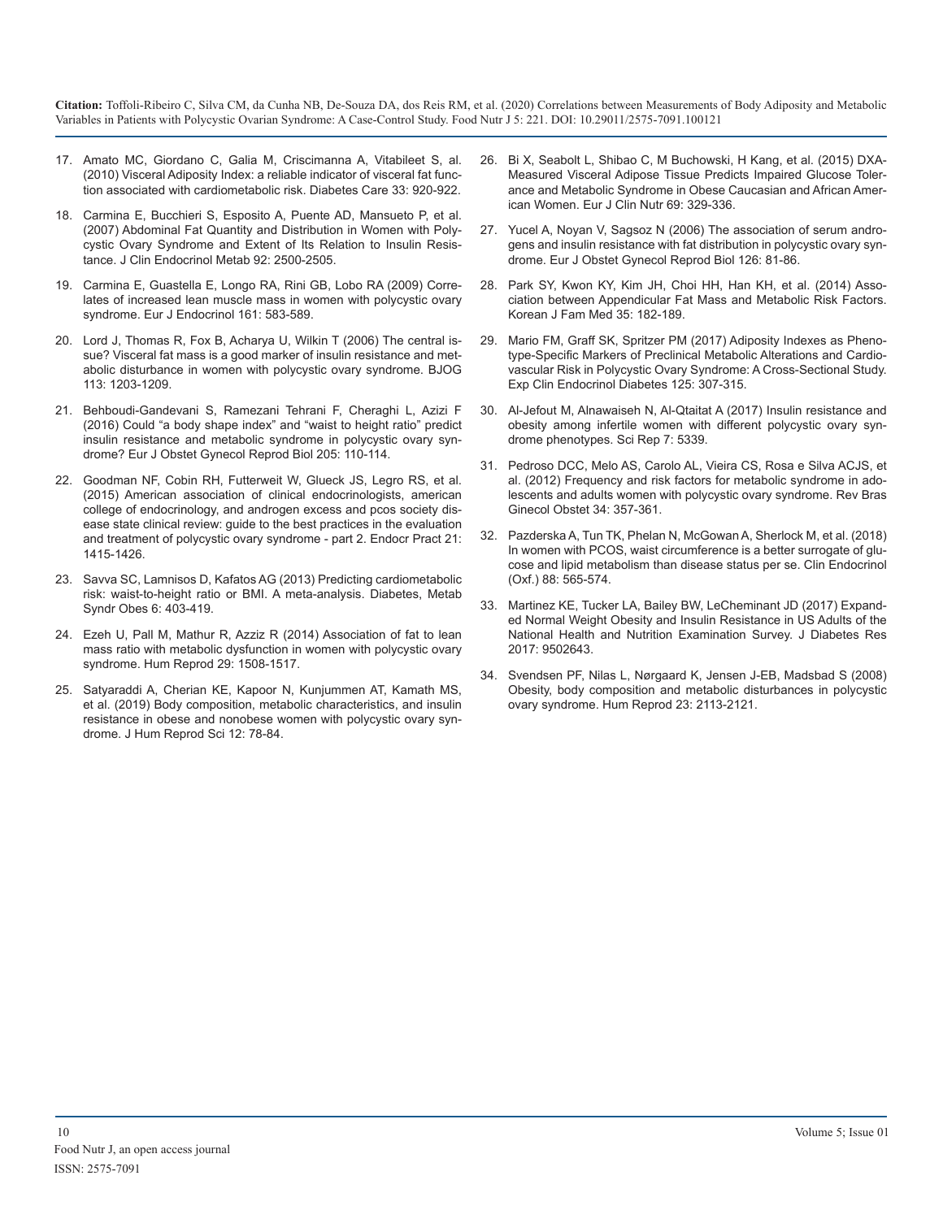17. Amato MC, Giordano C, Galia M, Criscimanna A, Vitabileet S, al. (2010) Visceral Adiposity Index: a reliable indicator of visceral fat function associated with cardiometabolic risk. Diabetes Care 33: 920-922.

18. Carmina E, Bucchieri S, Esposito A, Puente AD, Mansueto P, et al. (2007) Abdominal Fat Quantity and Distribution in Women with Polycystic Ovary Syndrome and Extent of Its Relation to Insulin Resistance. J Clin Endocrinol Metab 92: 2500-2505.

19. Carmina E, Guastella E, Longo RA, Rini GB, Lobo RA (2009) Correlates of increased lean muscle mass in women with polycystic ovary syndrome. Eur J Endocrinol 161: 583-589.

20. Lord J, Thomas R, Fox B, Acharya U, Wilkin T (2006) The central issue? Visceral fat mass is a good marker of insulin resistance and metabolic disturbance in women with polycystic ovary syndrome. BJOG 113: 1203-1209.

21. Behboudi-Gandevani S, Ramezani Tehrani F, Cheraghi L, Azizi F (2016) Could "a body shape index" and "waist to height ratio" predict insulin resistance and metabolic syndrome in polycystic ovary syndrome? Eur J Obstet Gynecol Reprod Biol 205: 110-114.

22. Goodman NF, Cobin RH, Futterweit W, Glueck JS, Legro RS, et al. (2015) American association of clinical endocrinologists, american college of endocrinology, and androgen excess and pcos society disease state clinical review: guide to the best practices in the evaluation and treatment of polycystic ovary syndrome - part 2. Endocr Pract 21: 1415-1426.

23. Savva SC, Lamnisos D, Kafatos AG (2013) Predicting cardiometabolic risk: waist-to-height ratio or BMI. A meta-analysis. Diabetes, Metab Syndr Obes 6: 403-419.

24. Ezeh U, Pall M, Mathur R, Azziz R (2014) Association of fat to lean mass ratio with metabolic dysfunction in women with polycystic ovary syndrome. Hum Reprod 29: 1508-1517.

25. Satyaraddi A, Cherian KE, Kapoor N, Kunjummen AT, Kamath MS, et al. (2019) Body composition, metabolic characteristics, and insulin resistance in obese and nonobese women with polycystic ovary syndrome. J Hum Reprod Sci 12: 78-84.

26. Bi X, Seabolt L, Shibao C, M Buchowski, H Kang, et al. (2015) DXA-Measured Visceral Adipose Tissue Predicts Impaired Glucose Tolerance and Metabolic Syndrome in Obese Caucasian and African American Women. Eur J Clin Nutr 69: 329-336.

27. Yucel A, Noyan V, Sagsoz N (2006) The association of serum androgens and insulin resistance with fat distribution in polycystic ovary syndrome. Eur J Obstet Gynecol Reprod Biol 126: 81-86.

28. Park SY, Kwon KY, Kim JH, Choi HH, Han KH, et al. (2014) Association between Appendicular Fat Mass and Metabolic Risk Factors. Korean J Fam Med 35: 182-189.

29. Mario FM, Graff SK, Spritzer PM (2017) Adiposity Indexes as Phenotype-Specific Markers of Preclinical Metabolic Alterations and Cardiovascular Risk in Polycystic Ovary Syndrome: A Cross-Sectional Study. Exp Clin Endocrinol Diabetes 125: 307-315.

30. Al-Jefout M, Alnawaiseh N, Al-Qtaitat A (2017) Insulin resistance and obesity among infertile women with different polycystic ovary syndrome phenotypes. Sci Rep 7: 5339.

31. Pedroso DCC, Melo AS, Carolo AL, Vieira CS, Rosa e Silva ACJS, et al. (2012) Frequency and risk factors for metabolic syndrome in adolescents and adults women with polycystic ovary syndrome. Rev Bras Ginecol Obstet 34: 357-361.

32. Pazderska A, Tun TK, Phelan N, McGowan A, Sherlock M, et al. (2018) In women with PCOS, waist circumference is a better surrogate of glucose and lipid metabolism than disease status per se. Clin Endocrinol (Oxf.) 88: 565-574.

33. Martinez KE, Tucker LA, Bailey BW, LeCheminant JD (2017) Expanded Normal Weight Obesity and Insulin Resistance in US Adults of the National Health and Nutrition Examination Survey. J Diabetes Res 2017: 9502643.

34. Svendsen PF, Nilas L, Nørgaard K, Jensen J-EB, Madsbad S (2008) Obesity, body composition and metabolic disturbances in polycystic ovary syndrome. Hum Reprod 23: 2113-2121.